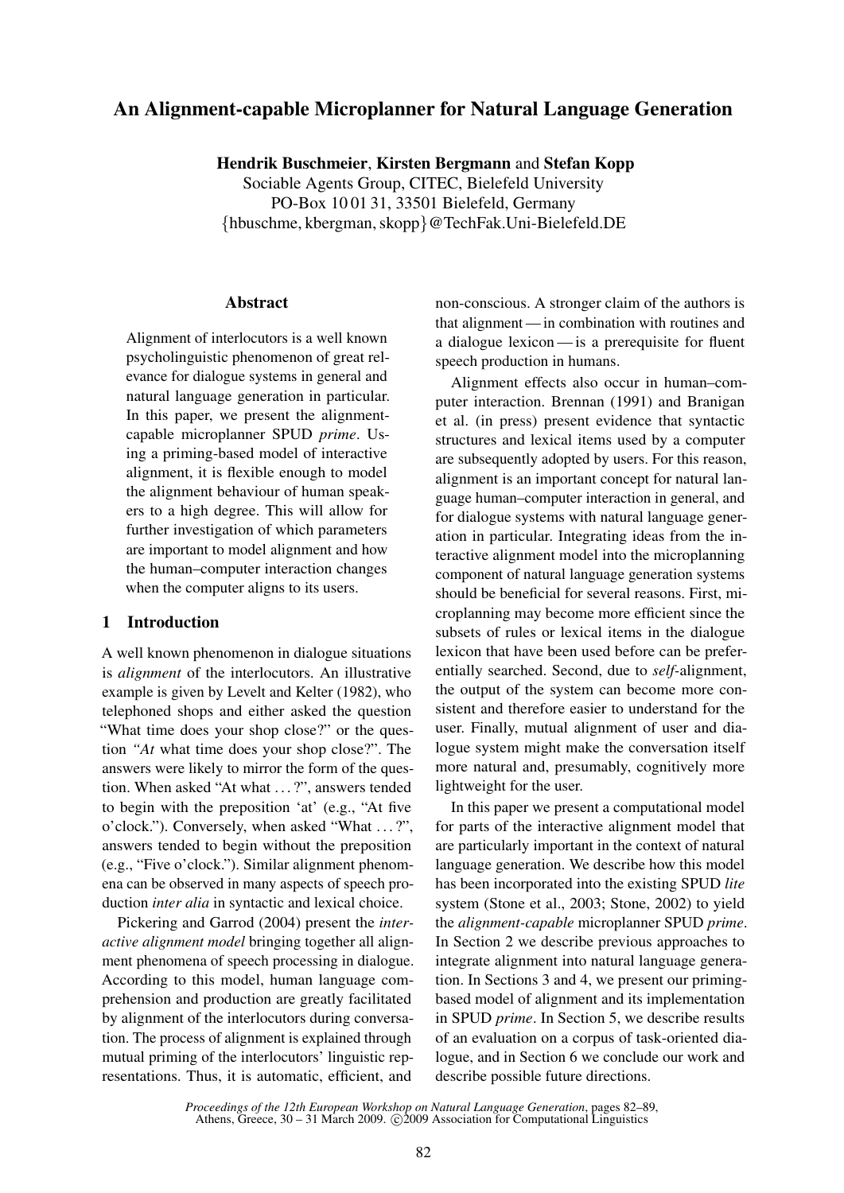# An Alignment-capable Microplanner for Natural Language Generation

**Hendrik Buschmeier**, **Kirsten Bergmann** and **Stefan Kopp**
Sociable Agents Group, CITEC, Bielefeld University
PO-Box 10 01 31, 33501 Bielefeld, Germany
{hbuschme, kbergman, skopp}@TechFak.Uni-Bielefeld.DE

## Abstract

Alignment of interlocutors is a well known psycholinguistic phenomenon of great relevance for dialogue systems in general and natural language generation in particular. In this paper, we present the alignment-capable microplanner SPUD *prime*. Using a priming-based model of interactive alignment, it is flexible enough to model the alignment behaviour of human speakers to a high degree. This will allow for further investigation of which parameters are important to model alignment and how the human–computer interaction changes when the computer aligns to its users.

## 1 Introduction

A well known phenomenon in dialogue situations is *alignment* of the interlocutors. An illustrative example is given by Levelt and Kelter (1982), who telephoned shops and either asked the question "What time does your shop close?" or the question *"At* what time does your shop close?". The answers were likely to mirror the form of the question. When asked "At what ... ?", answers tended to begin with the preposition 'at' (e.g., "At five o'clock."). Conversely, when asked "What ... ?", answers tended to begin without the preposition (e.g., "Five o'clock."). Similar alignment phenomena can be observed in many aspects of speech production *inter alia* in syntactic and lexical choice.

Pickering and Garrod (2004) present the *interactive alignment model* bringing together all alignment phenomena of speech processing in dialogue. According to this model, human language comprehension and production are greatly facilitated by alignment of the interlocutors during conversation. The process of alignment is explained through mutual priming of the interlocutors' linguistic representations. Thus, it is automatic, efficient, and non-conscious. A stronger claim of the authors is that alignment — in combination with routines and a dialogue lexicon — is a prerequisite for fluent speech production in humans.

Alignment effects also occur in human–computer interaction. Brennan (1991) and Branigan et al. (in press) present evidence that syntactic structures and lexical items used by a computer are subsequently adopted by users. For this reason, alignment is an important concept for natural language human–computer interaction in general, and for dialogue systems with natural language generation in particular. Integrating ideas from the interactive alignment model into the microplanning component of natural language generation systems should be beneficial for several reasons. First, microplanning may become more efficient since the subsets of rules or lexical items in the dialogue lexicon that have been used before can be preferentially searched. Second, due to *self*-alignment, the output of the system can become more consistent and therefore easier to understand for the user. Finally, mutual alignment of user and dialogue system might make the conversation itself more natural and, presumably, cognitively more lightweight for the user.

In this paper we present a computational model for parts of the interactive alignment model that are particularly important in the context of natural language generation. We describe how this model has been incorporated into the existing SPUD *lite* system (Stone et al., 2003; Stone, 2002) to yield the *alignment-capable* microplanner SPUD *prime*. In Section 2 we describe previous approaches to integrate alignment into natural language generation. In Sections 3 and 4, we present our priming-based model of alignment and its implementation in SPUD *prime*. In Section 5, we describe results of an evaluation on a corpus of task-oriented dialogue, and in Section 6 we conclude our work and describe possible future directions.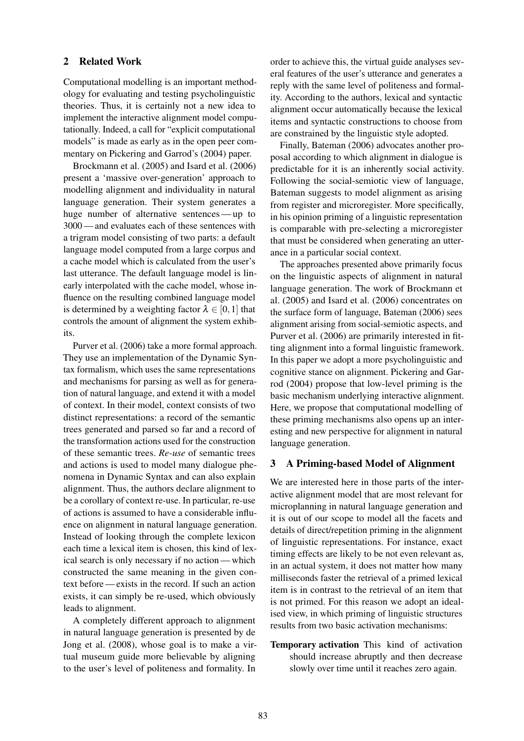## 2 Related Work

Computational modelling is an important methodology for evaluating and testing psycholinguistic theories. Thus, it is certainly not a new idea to implement the interactive alignment model computationally. Indeed, a call for "explicit computational models" is made as early as in the open peer commentary on Pickering and Garrod's (2004) paper.

Brockmann et al. (2005) and Isard et al. (2006) present a 'massive over-generation' approach to modelling alignment and individuality in natural language generation. Their system generates a huge number of alternative sentences — up to 3000 — and evaluates each of these sentences with a trigram model consisting of two parts: a default language model computed from a large corpus and a cache model which is calculated from the user's last utterance. The default language model is linearly interpolated with the cache model, whose influence on the resulting combined language model is determined by a weighting factor $\lambda \in [0, 1]$ that controls the amount of alignment the system exhibits.

Purver et al. (2006) take a more formal approach. They use an implementation of the Dynamic Syntax formalism, which uses the same representations and mechanisms for parsing as well as for generation of natural language, and extend it with a model of context. In their model, context consists of two distinct representations: a record of the semantic trees generated and parsed so far and a record of the transformation actions used for the construction of these semantic trees. *Re-use* of semantic trees and actions is used to model many dialogue phenomena in Dynamic Syntax and can also explain alignment. Thus, the authors declare alignment to be a corollary of context re-use. In particular, re-use of actions is assumed to have a considerable influence on alignment in natural language generation. Instead of looking through the complete lexicon each time a lexical item is chosen, this kind of lexical search is only necessary if no action — which constructed the same meaning in the given context before — exists in the record. If such an action exists, it can simply be re-used, which obviously leads to alignment.

A completely different approach to alignment in natural language generation is presented by de Jong et al. (2008), whose goal is to make a virtual museum guide more believable by aligning to the user's level of politeness and formality. In order to achieve this, the virtual guide analyses several features of the user's utterance and generates a reply with the same level of politeness and formality. According to the authors, lexical and syntactic alignment occur automatically because the lexical items and syntactic constructions to choose from are constrained by the linguistic style adopted.

Finally, Bateman (2006) advocates another proposal according to which alignment in dialogue is predictable for it is an inherently social activity. Following the social-semiotic view of language, Bateman suggests to model alignment as arising from register and microregister. More specifically, in his opinion priming of a linguistic representation is comparable with pre-selecting a microregister that must be considered when generating an utterance in a particular social context.

The approaches presented above primarily focus on the linguistic aspects of alignment in natural language generation. The work of Brockmann et al. (2005) and Isard et al. (2006) concentrates on the surface form of language, Bateman (2006) sees alignment arising from social-semiotic aspects, and Purver et al. (2006) are primarily interested in fitting alignment into a formal linguistic framework. In this paper we adopt a more psycholinguistic and cognitive stance on alignment. Pickering and Garrod (2004) propose that low-level priming is the basic mechanism underlying interactive alignment. Here, we propose that computational modelling of these priming mechanisms also opens up an interesting and new perspective for alignment in natural language generation.

## 3 A Priming-based Model of Alignment

We are interested here in those parts of the interactive alignment model that are most relevant for microplanning in natural language generation and it is out of our scope to model all the facets and details of direct/repetition priming in the alignment of linguistic representations. For instance, exact timing effects are likely to be not even relevant as, in an actual system, it does not matter how many milliseconds faster the retrieval of a primed lexical item is in contrast to the retrieval of an item that is not primed. For this reason we adopt an idealised view, in which priming of linguistic structures results from two basic activation mechanisms:

**Temporary activation** This kind of activation should increase abruptly and then decrease slowly over time until it reaches zero again.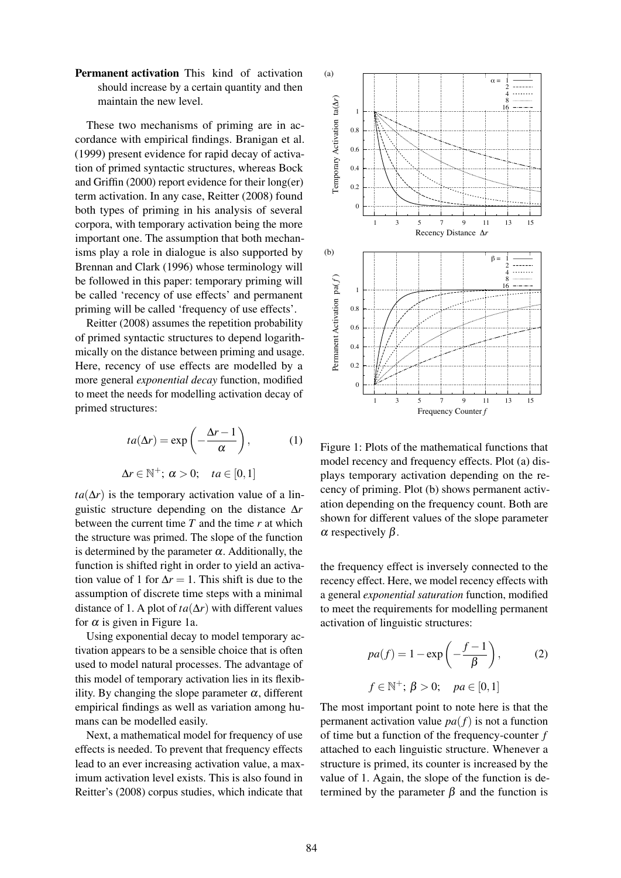**Permanent activation** This kind of activation should increase by a certain quantity and then maintain the new level.

These two mechanisms of priming are in accordance with empirical findings. Branigan et al. (1999) present evidence for rapid decay of activation of primed syntactic structures, whereas Bock and Griffin (2000) report evidence for their long(er) term activation. In any case, Reitter (2008) found both types of priming in his analysis of several corpora, with temporary activation being the more important one. The assumption that both mechanisms play a role in dialogue is also supported by Brennan and Clark (1996) whose terminology will be followed in this paper: temporary priming will be called 'recency of use effects' and permanent priming will be called 'frequency of use effects'.

Reitter (2008) assumes the repetition probability of primed syntactic structures to depend logarithmically on the distance between priming and usage. Here, recency of use effects are modelled by a more general *exponential decay* function, modified to meet the needs for modelling activation decay of primed structures:

$$ta(\Delta r) = \exp\left(-\frac{\Delta r - 1}{\alpha}\right), \tag{1}$$

$$\Delta r \in \mathbb{N}^+;\ \alpha > 0; \quad ta \in [0,1]$$

$ta(\Delta r)$ is the temporary activation value of a linguistic structure depending on the distance $\Delta r$ between the current time $T$ and the time $r$ at which the structure was primed. The slope of the function is determined by the parameter $\alpha$. Additionally, the function is shifted right in order to yield an activation value of 1 for $\Delta r = 1$. This shift is due to the assumption of discrete time steps with a minimal distance of 1. A plot of $ta(\Delta r)$ with different values for $\alpha$ is given in Figure 1a.

Using exponential decay to model temporary activation appears to be a sensible choice that is often used to model natural processes. The advantage of this model of temporary activation lies in its flexibility. By changing the slope parameter $\alpha$, different empirical findings as well as variation among humans can be modelled easily.

Next, a mathematical model for frequency of use effects is needed. To prevent that frequency effects lead to an ever increasing activation value, a maximum activation level exists. This is also found in Reitter's (2008) corpus studies, which indicate that the frequency effect is inversely connected to the recency effect. Here, we model recency effects with a general *exponential saturation* function, modified to meet the requirements for modelling permanent activation of linguistic structures:

Figure 1: Plots of the mathematical functions that model recency and frequency effects. Plot (a) displays temporary activation depending on the recency of priming. Plot (b) shows permanent activation depending on the frequency count. Both are shown for different values of the slope parameter $\alpha$ respectively $\beta$.

$$pa(f) = 1 - \exp\left(-\frac{f - 1}{\beta}\right), \tag{2}$$

$$f \in \mathbb{N}^+;\ \beta > 0; \quad pa \in [0,1]$$

The most important point to note here is that the permanent activation value $pa(f)$ is not a function of time but a function of the frequency-counter $f$ attached to each linguistic structure. Whenever a structure is primed, its counter is increased by the value of 1. Again, the slope of the function is determined by the parameter $\beta$ and the function is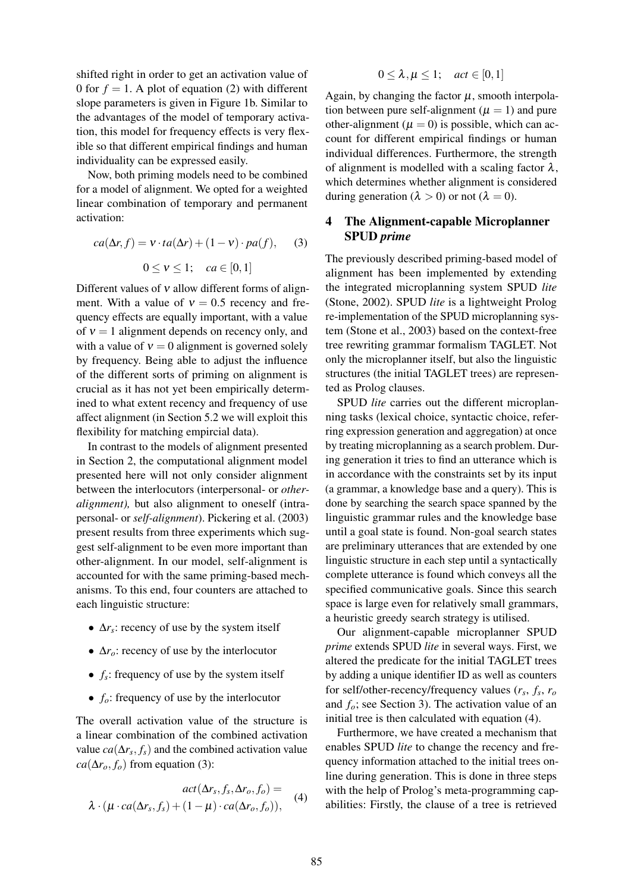shifted right in order to get an activation value of 0 for $f = 1$. A plot of equation (2) with different slope parameters is given in Figure 1b. Similar to the advantages of the model of temporary activation, this model for frequency effects is very flexible so that different empirical findings and human individuality can be expressed easily.

Now, both priming models need to be combined for a model of alignment. We opted for a weighted linear combination of temporary and permanent activation:

$$ca(\Delta r, f) = \nu \cdot ta(\Delta r) + (1 - \nu) \cdot pa(f), \quad (3)$$

$$0 \leq \nu \leq 1; \quad ca \in [0, 1]$$

Different values of $\nu$ allow different forms of alignment. With a value of $\nu = 0.5$ recency and frequency effects are equally important, with a value of $\nu = 1$ alignment depends on recency only, and with a value of $\nu = 0$ alignment is governed solely by frequency. Being able to adjust the influence of the different sorts of priming on alignment is crucial as it has not yet been empirically determined to what extent recency and frequency of use affect alignment (in Section 5.2 we will exploit this flexibility for matching empircial data).

In contrast to the models of alignment presented in Section 2, the computational alignment model presented here will not only consider alignment between the interlocutors (interpersonal- or *other-alignment),* but also alignment to oneself (intra-personal- or *self-alignment*). Pickering et al. (2003) present results from three experiments which suggest self-alignment to be even more important than other-alignment. In our model, self-alignment is accounted for with the same priming-based mechanisms. To this end, four counters are attached to each linguistic structure:

- $\Delta r_s$: recency of use by the system itself
- $\Delta r_o$: recency of use by the interlocutor
- $f_s$: frequency of use by the system itself
- $f_o$: frequency of use by the interlocutor

The overall activation value of the structure is a linear combination of the combined activation value $ca(\Delta r_s, f_s)$ and the combined activation value $ca(\Delta r_o, f_o)$ from equation (3):

$$act(\Delta r_s, f_s, \Delta r_o, f_o) = \lambda \cdot (\mu \cdot ca(\Delta r_s, f_s) + (1 - \mu) \cdot ca(\Delta r_o, f_o)), \quad (4)$$

$$0 \leq \lambda, \mu \leq 1; \quad act \in [0, 1]$$

Again, by changing the factor $\mu$, smooth interpolation between pure self-alignment ($\mu = 1$) and pure other-alignment ($\mu = 0$) is possible, which can account for different empirical findings or human individual differences. Furthermore, the strength of alignment is modelled with a scaling factor $\lambda$, which determines whether alignment is considered during generation ($\lambda > 0$) or not ($\lambda = 0$).

## 4 The Alignment-capable Microplanner SPUD *prime*

The previously described priming-based model of alignment has been implemented by extending the integrated microplanning system SPUD *lite* (Stone, 2002). SPUD *lite* is a lightweight Prolog re-implementation of the SPUD microplanning system (Stone et al., 2003) based on the context-free tree rewriting grammar formalism TAGLET. Not only the microplanner itself, but also the linguistic structures (the initial TAGLET trees) are represented as Prolog clauses.

SPUD *lite* carries out the different microplanning tasks (lexical choice, syntactic choice, referring expression generation and aggregation) at once by treating microplanning as a search problem. During generation it tries to find an utterance which is in accordance with the constraints set by its input (a grammar, a knowledge base and a query). This is done by searching the search space spanned by the linguistic grammar rules and the knowledge base until a goal state is found. Non-goal search states are preliminary utterances that are extended by one linguistic structure in each step until a syntactically complete utterance is found which conveys all the specified communicative goals. Since this search space is large even for relatively small grammars, a heuristic greedy search strategy is utilised.

Our alignment-capable microplanner SPUD *prime* extends SPUD *lite* in several ways. First, we altered the predicate for the initial TAGLET trees by adding a unique identifier ID as well as counters for self/other-recency/frequency values ($r_s$, $f_s$, $r_o$ and $f_o$; see Section 3). The activation value of an initial tree is then calculated with equation (4).

Furthermore, we have created a mechanism that enables SPUD *lite* to change the recency and frequency information attached to the initial trees on-line during generation. This is done in three steps with the help of Prolog's meta-programming capabilities: Firstly, the clause of a tree is retrieved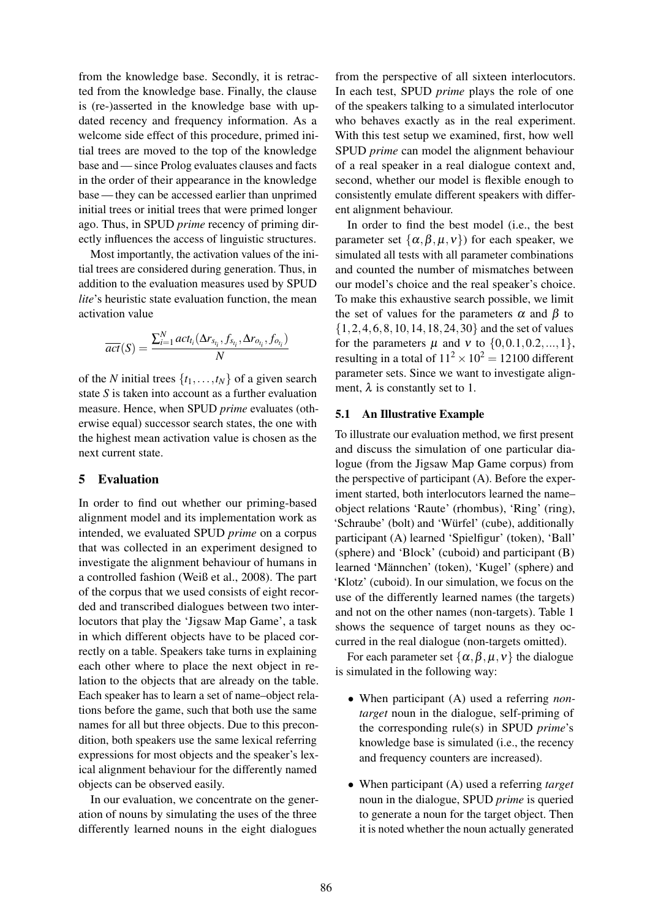from the knowledge base. Secondly, it is retracted from the knowledge base. Finally, the clause is (re-)asserted in the knowledge base with updated recency and frequency information. As a welcome side effect of this procedure, primed initial trees are moved to the top of the knowledge base and — since Prolog evaluates clauses and facts in the order of their appearance in the knowledge base — they can be accessed earlier than unprimed initial trees or initial trees that were primed longer ago. Thus, in SPUD *prime* recency of priming directly influences the access of linguistic structures.

Most importantly, the activation values of the initial trees are considered during generation. Thus, in addition to the evaluation measures used by SPUD *lite*'s heuristic state evaluation function, the mean activation value

$$\overline{act}(S) = \frac{\sum_{i=1}^{N} act_{t_i}(\Delta r_{s_{t_i}}, f_{s_{t_i}}, \Delta r_{o_{t_i}}, f_{o_{t_i}})}{N}$$

of the $N$ initial trees $\{t_1, \ldots, t_N\}$ of a given search state $S$ is taken into account as a further evaluation measure. Hence, when SPUD *prime* evaluates (otherwise equal) successor search states, the one with the highest mean activation value is chosen as the next current state.

## 5 Evaluation

In order to find out whether our priming-based alignment model and its implementation work as intended, we evaluated SPUD *prime* on a corpus that was collected in an experiment designed to investigate the alignment behaviour of humans in a controlled fashion (Weiß et al., 2008). The part of the corpus that we used consists of eight recorded and transcribed dialogues between two interlocutors that play the 'Jigsaw Map Game', a task in which different objects have to be placed correctly on a table. Speakers take turns in explaining each other where to place the next object in relation to the objects that are already on the table. Each speaker has to learn a set of name–object relations before the game, such that both use the same names for all but three objects. Due to this precondition, both speakers use the same lexical referring expressions for most objects and the speaker's lexical alignment behaviour for the differently named objects can be observed easily.

In our evaluation, we concentrate on the generation of nouns by simulating the uses of the three differently learned nouns in the eight dialogues from the perspective of all sixteen interlocutors. In each test, SPUD *prime* plays the role of one of the speakers talking to a simulated interlocutor who behaves exactly as in the real experiment. With this test setup we examined, first, how well SPUD *prime* can model the alignment behaviour of a real speaker in a real dialogue context and, second, whether our model is flexible enough to consistently emulate different speakers with different alignment behaviour.

In order to find the best model (i.e., the best parameter set $\{\alpha, \beta, \mu, \nu\}$) for each speaker, we simulated all tests with all parameter combinations and counted the number of mismatches between our model's choice and the real speaker's choice. To make this exhaustive search possible, we limit the set of values for the parameters $\alpha$ and $\beta$ to $\{1, 2, 4, 6, 8, 10, 14, 18, 24, 30\}$ and the set of values for the parameters $\mu$ and $\nu$ to $\{0, 0.1, 0.2, ..., 1\}$, resulting in a total of $11^2 \times 10^2 = 12100$ different parameter sets. Since we want to investigate alignment, $\lambda$ is constantly set to 1.

### 5.1 An Illustrative Example

To illustrate our evaluation method, we first present and discuss the simulation of one particular dialogue (from the Jigsaw Map Game corpus) from the perspective of participant (A). Before the experiment started, both interlocutors learned the name–object relations 'Raute' (rhombus), 'Ring' (ring), 'Schraube' (bolt) and 'Würfel' (cube), additionally participant (A) learned 'Spielfigur' (token), 'Ball' (sphere) and 'Block' (cuboid) and participant (B) learned 'Männchen' (token), 'Kugel' (sphere) and 'Klotz' (cuboid). In our simulation, we focus on the use of the differently learned names (the targets) and not on the other names (non-targets). Table 1 shows the sequence of target nouns as they occurred in the real dialogue (non-targets omitted).

For each parameter set $\{\alpha, \beta, \mu, \nu\}$ the dialogue is simulated in the following way:

- When participant (A) used a referring *non-target* noun in the dialogue, self-priming of the corresponding rule(s) in SPUD *prime*'s knowledge base is simulated (i.e., the recency and frequency counters are increased).
- When participant (A) used a referring *target* noun in the dialogue, SPUD *prime* is queried to generate a noun for the target object. Then it is noted whether the noun actually generated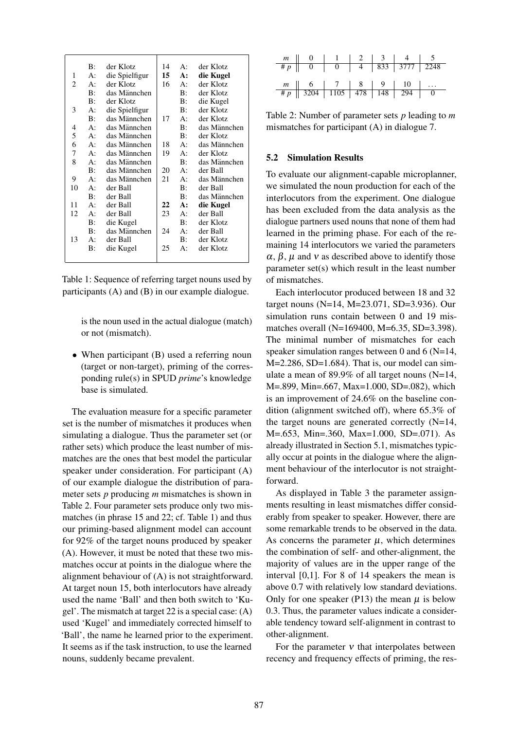|  |  |  |  |  |  |
|---|---|---|---|---|---|
|  | B: | der Klotz | 14 | A: | der Klotz |
| 1 | A: | die Spielfigur | **15** | **A:** | **die Kugel** |
| 2 | A: | der Klotz | 16 | A: | der Klotz |
|  | B: | das Männchen |  | B: | der Klotz |
|  | B: | der Klotz |  | B: | die Kugel |
| 3 | A: | die Spielfigur |  | B: | der Klotz |
|  | B: | das Männchen | 17 | A: | der Klotz |
| 4 | A: | das Männchen |  | B: | das Männchen |
| 5 | A: | das Männchen |  | B: | der Klotz |
| 6 | A: | das Männchen | 18 | A: | das Männchen |
| 7 | A: | das Männchen | 19 | A: | der Klotz |
| 8 | A: | das Männchen |  | B: | das Männchen |
|  | B: | das Männchen | 20 | A: | der Ball |
| 9 | A: | das Männchen | 21 | A: | das Männchen |
| 10 | A: | der Ball |  | B: | der Ball |
|  | B: | der Ball |  | B: | das Männchen |
| 11 | A: | der Ball | **22** | **A:** | **die Kugel** |
| 12 | A: | der Ball | 23 | A: | der Ball |
|  | B: | die Kugel |  | B: | der Klotz |
|  | B: | das Männchen | 24 | A: | der Ball |
| 13 | A: | der Ball |  | B: | der Klotz |
|  | B: | die Kugel | 25 | A: | der Klotz |

Table 1: Sequence of referring target nouns used by participants (A) and (B) in our example dialogue.

is the noun used in the actual dialogue (match) or not (mismatch).

- When participant (B) used a referring noun (target or non-target), priming of the corresponding rule(s) in SPUD *prime*'s knowledge base is simulated.

The evaluation measure for a specific parameter set is the number of mismatches it produces when simulating a dialogue. Thus the parameter set (or rather sets) which produce the least number of mismatches are the ones that best model the particular speaker under consideration. For participant (A) of our example dialogue the distribution of parameter sets $p$ producing $m$ mismatches is shown in Table 2. Four parameter sets produce only two mismatches (in phrase 15 and 22; cf. Table 1) and thus our priming-based alignment model can account for 92% of the target nouns produced by speaker (A). However, it must be noted that these two mismatches occur at points in the dialogue where the alignment behaviour of (A) is not straightforward. At target noun 15, both interlocutors have already used the name 'Ball' and then both switch to 'Kugel'. The mismatch at target 22 is a special case: (A) used 'Kugel' and immediately corrected himself to 'Ball', the name he learned prior to the experiment. It seems as if the task instruction, to use the learned nouns, suddenly became prevalent.

| $m$ | 0 | 1 | 2 | 3 | 4 | 5 |
|---|---|---|---|---|---|---|
| # $p$ | 0 | 0 | 4 | 833 | 3777 | 2248 |

| $m$ | 6 | 7 | 8 | 9 | 10 | ... |
|---|---|---|---|---|---|---|
| # $p$ | 3204 | 1105 | 478 | 148 | 294 | 0 |

Table 2: Number of parameter sets $p$ leading to $m$ mismatches for participant (A) in dialogue 7.

### 5.2 Simulation Results

To evaluate our alignment-capable microplanner, we simulated the noun production for each of the interlocutors from the experiment. One dialogue has been excluded from the data analysis as the dialogue partners used nouns that none of them had learned in the priming phase. For each of the remaining 14 interlocutors we varied the parameters $\alpha$, $\beta$, $\mu$ and $\nu$ as described above to identify those parameter set(s) which result in the least number of mismatches.

Each interlocutor produced between 18 and 32 target nouns (N=14, M=23.071, SD=3.936). Our simulation runs contain between 0 and 19 mismatches overall (N=169400, M=6.35, SD=3.398). The minimal number of mismatches for each speaker simulation ranges between 0 and 6 (N=14, M=2.286, SD=1.684). That is, our model can simulate a mean of 89.9% of all target nouns (N=14, M=.899, Min=.667, Max=1.000, SD=.082), which is an improvement of 24.6% on the baseline condition (alignment switched off), where 65.3% of the target nouns are generated correctly (N=14, M=.653, Min=.360, Max=1.000, SD=.071). As already illustrated in Section 5.1, mismatches typically occur at points in the dialogue where the alignment behaviour of the interlocutor is not straightforward.

As displayed in Table 3 the parameter assignments resulting in least mismatches differ considerably from speaker to speaker. However, there are some remarkable trends to be observed in the data. As concerns the parameter $\mu$, which determines the combination of self- and other-alignment, the majority of values are in the upper range of the interval [0,1]. For 8 of 14 speakers the mean is above 0.7 with relatively low standard deviations. Only for one speaker (P13) the mean $\mu$ is below 0.3. Thus, the parameter values indicate a considerable tendency toward self-alignment in contrast to other-alignment.

For the parameter $\nu$ that interpolates between recency and frequency effects of priming, the res-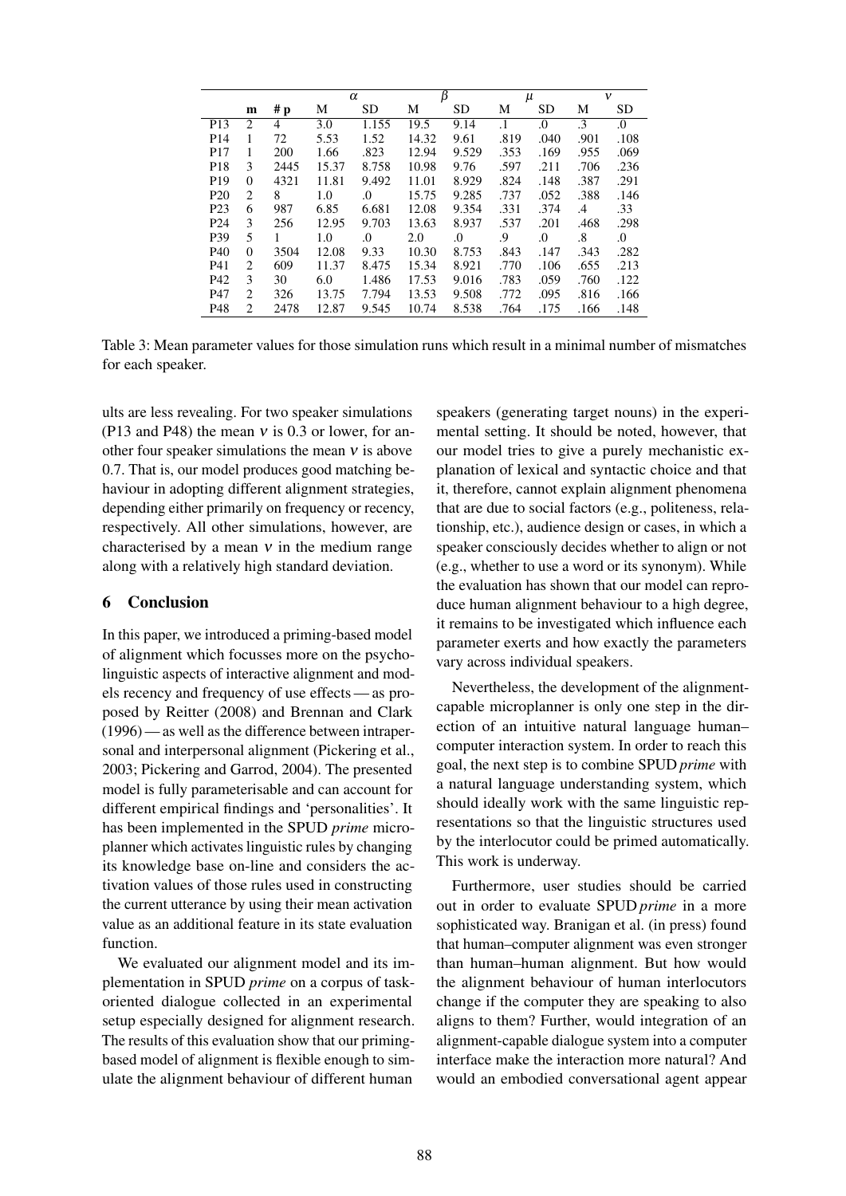| | m | # p | $\alpha$ | | $\beta$ | | $\mu$ | | $\nu$ | |
|---|---|---|---|---|---|---|---|---|---|---|
| | | | M | SD | M | SD | M | SD | M | SD |
| P13 | 2 | 4 | 3.0 | 1.155 | 19.5 | 9.14 | .1 | .0 | .3 | .0 |
| P14 | 1 | 72 | 5.53 | 1.52 | 14.32 | 9.61 | .819 | .040 | .901 | .108 |
| P17 | 1 | 200 | 1.66 | .823 | 12.94 | 9.529 | .353 | .169 | .955 | .069 |
| P18 | 3 | 2445 | 15.37 | 8.758 | 10.98 | 9.76 | .597 | .211 | .706 | .236 |
| P19 | 0 | 4321 | 11.81 | 9.492 | 11.01 | 8.929 | .824 | .148 | .387 | .291 |
| P20 | 2 | 8 | 1.0 | .0 | 15.75 | 9.285 | .737 | .052 | .388 | .146 |
| P23 | 6 | 987 | 6.85 | 6.681 | 12.08 | 9.354 | .331 | .374 | .4 | .33 |
| P24 | 3 | 256 | 12.95 | 9.703 | 13.63 | 8.937 | .537 | .201 | .468 | .298 |
| P39 | 5 | 1 | 1.0 | .0 | 2.0 | .0 | .9 | .0 | .8 | .0 |
| P40 | 0 | 3504 | 12.08 | 9.33 | 10.30 | 8.753 | .843 | .147 | .343 | .282 |
| P41 | 2 | 609 | 11.37 | 8.475 | 15.34 | 8.921 | .770 | .106 | .655 | .213 |
| P42 | 3 | 30 | 6.0 | 1.486 | 17.53 | 9.016 | .783 | .059 | .760 | .122 |
| P47 | 2 | 326 | 13.75 | 7.794 | 13.53 | 9.508 | .772 | .095 | .816 | .166 |
| P48 | 2 | 2478 | 12.87 | 9.545 | 10.74 | 8.538 | .764 | .175 | .166 | .148 |

Table 3: Mean parameter values for those simulation runs which result in a minimal number of mismatches for each speaker.

ults are less revealing. For two speaker simulations (P13 and P48) the mean $\nu$ is 0.3 or lower, for another four speaker simulations the mean $\nu$ is above 0.7. That is, our model produces good matching behaviour in adopting different alignment strategies, depending either primarily on frequency or recency, respectively. All other simulations, however, are characterised by a mean $\nu$ in the medium range along with a relatively high standard deviation.

## 6 Conclusion

In this paper, we introduced a priming-based model of alignment which focusses more on the psycholinguistic aspects of interactive alignment and models recency and frequency of use effects — as proposed by Reitter (2008) and Brennan and Clark (1996) — as well as the difference between intrapersonal and interpersonal alignment (Pickering et al., 2003; Pickering and Garrod, 2004). The presented model is fully parameterisable and can account for different empirical findings and 'personalities'. It has been implemented in the SPUD *prime* microplanner which activates linguistic rules by changing its knowledge base on-line and considers the activation values of those rules used in constructing the current utterance by using their mean activation value as an additional feature in its state evaluation function.

We evaluated our alignment model and its implementation in SPUD *prime* on a corpus of task-oriented dialogue collected in an experimental setup especially designed for alignment research. The results of this evaluation show that our priming-based model of alignment is flexible enough to simulate the alignment behaviour of different human speakers (generating target nouns) in the experimental setting. It should be noted, however, that our model tries to give a purely mechanistic explanation of lexical and syntactic choice and that it, therefore, cannot explain alignment phenomena that are due to social factors (e.g., politeness, relationship, etc.), audience design or cases, in which a speaker consciously decides whether to align or not (e.g., whether to use a word or its synonym). While the evaluation has shown that our model can reproduce human alignment behaviour to a high degree, it remains to be investigated which influence each parameter exerts and how exactly the parameters vary across individual speakers.

Nevertheless, the development of the alignment-capable microplanner is only one step in the direction of an intuitive natural language human–computer interaction system. In order to reach this goal, the next step is to combine SPUD *prime* with a natural language understanding system, which should ideally work with the same linguistic representations so that the linguistic structures used by the interlocutor could be primed automatically. This work is underway.

Furthermore, user studies should be carried out in order to evaluate SPUD *prime* in a more sophisticated way. Branigan et al. (in press) found that human–computer alignment was even stronger than human–human alignment. But how would the alignment behaviour of human interlocutors change if the computer they are speaking to also aligns to them? Further, would integration of an alignment-capable dialogue system into a computer interface make the interaction more natural? And would an embodied conversational agent appear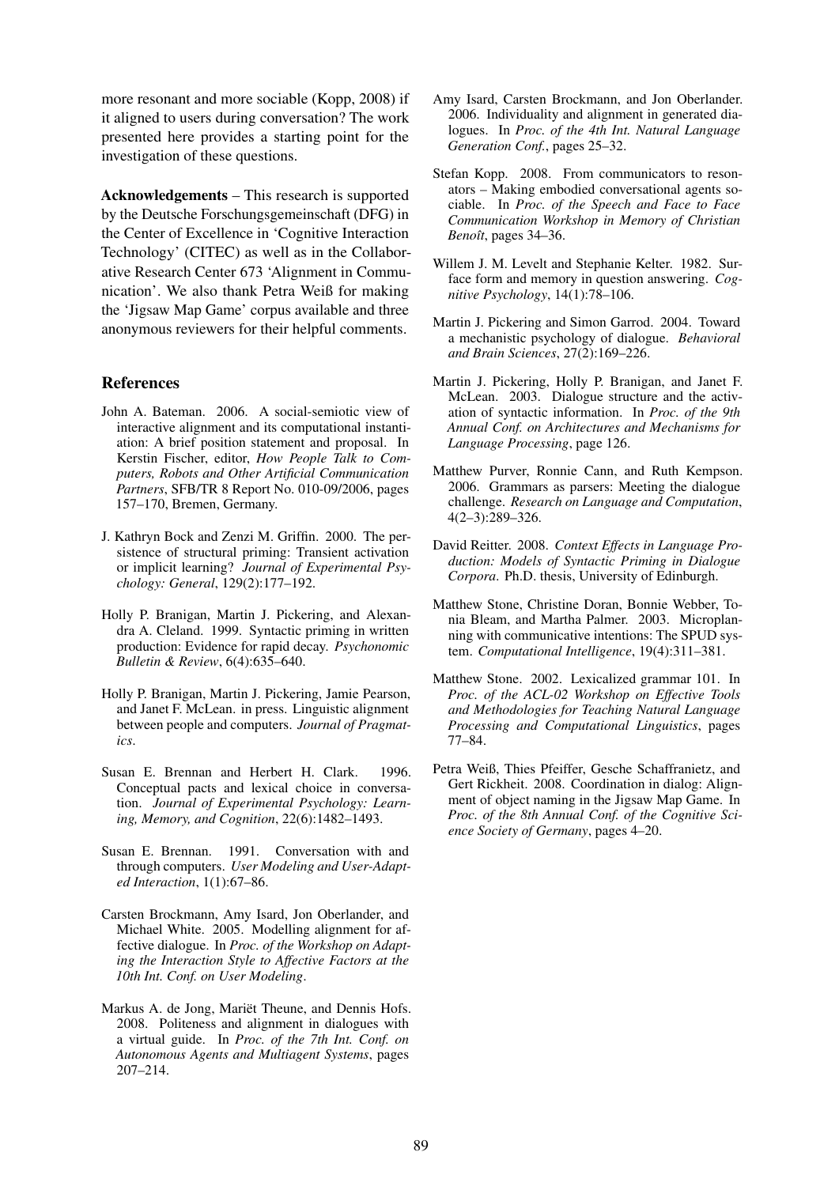more resonant and more sociable (Kopp, 2008) if it aligned to users during conversation? The work presented here provides a starting point for the investigation of these questions.

**Acknowledgements** – This research is supported by the Deutsche Forschungsgemeinschaft (DFG) in the Center of Excellence in 'Cognitive Interaction Technology' (CITEC) as well as in the Collaborative Research Center 673 'Alignment in Communication'. We also thank Petra Weiß for making the 'Jigsaw Map Game' corpus available and three anonymous reviewers for their helpful comments.

## References

John A. Bateman. 2006. A social-semiotic view of interactive alignment and its computational instantiation: A brief position statement and proposal. In Kerstin Fischer, editor, *How People Talk to Computers, Robots and Other Artificial Communication Partners*, SFB/TR 8 Report No. 010-09/2006, pages 157–170, Bremen, Germany.

J. Kathryn Bock and Zenzi M. Griffin. 2000. The persistence of structural priming: Transient activation or implicit learning? *Journal of Experimental Psychology: General*, 129(2):177–192.

Holly P. Branigan, Martin J. Pickering, and Alexandra A. Cleland. 1999. Syntactic priming in written production: Evidence for rapid decay. *Psychonomic Bulletin & Review*, 6(4):635–640.

Holly P. Branigan, Martin J. Pickering, Jamie Pearson, and Janet F. McLean. in press. Linguistic alignment between people and computers. *Journal of Pragmatics*.

Susan E. Brennan and Herbert H. Clark. 1996. Conceptual pacts and lexical choice in conversation. *Journal of Experimental Psychology: Learning, Memory, and Cognition*, 22(6):1482–1493.

Susan E. Brennan. 1991. Conversation with and through computers. *User Modeling and User-Adapted Interaction*, 1(1):67–86.

Carsten Brockmann, Amy Isard, Jon Oberlander, and Michael White. 2005. Modelling alignment for affective dialogue. In *Proc. of the Workshop on Adapting the Interaction Style to Affective Factors at the 10th Int. Conf. on User Modeling*.

Markus A. de Jong, Mariët Theune, and Dennis Hofs. 2008. Politeness and alignment in dialogues with a virtual guide. In *Proc. of the 7th Int. Conf. on Autonomous Agents and Multiagent Systems*, pages 207–214.

Amy Isard, Carsten Brockmann, and Jon Oberlander. 2006. Individuality and alignment in generated dialogues. In *Proc. of the 4th Int. Natural Language Generation Conf.*, pages 25–32.

Stefan Kopp. 2008. From communicators to resonators – Making embodied conversational agents sociable. In *Proc. of the Speech and Face to Face Communication Workshop in Memory of Christian Benoît*, pages 34–36.

Willem J. M. Levelt and Stephanie Kelter. 1982. Surface form and memory in question answering. *Cognitive Psychology*, 14(1):78–106.

Martin J. Pickering and Simon Garrod. 2004. Toward a mechanistic psychology of dialogue. *Behavioral and Brain Sciences*, 27(2):169–226.

Martin J. Pickering, Holly P. Branigan, and Janet F. McLean. 2003. Dialogue structure and the activation of syntactic information. In *Proc. of the 9th Annual Conf. on Architectures and Mechanisms for Language Processing*, page 126.

Matthew Purver, Ronnie Cann, and Ruth Kempson. 2006. Grammars as parsers: Meeting the dialogue challenge. *Research on Language and Computation*, 4(2–3):289–326.

David Reitter. 2008. *Context Effects in Language Production: Models of Syntactic Priming in Dialogue Corpora*. Ph.D. thesis, University of Edinburgh.

Matthew Stone, Christine Doran, Bonnie Webber, Tonia Bleam, and Martha Palmer. 2003. Microplanning with communicative intentions: The SPUD system. *Computational Intelligence*, 19(4):311–381.

Matthew Stone. 2002. Lexicalized grammar 101. In *Proc. of the ACL-02 Workshop on Effective Tools and Methodologies for Teaching Natural Language Processing and Computational Linguistics*, pages 77–84.

Petra Weiß, Thies Pfeiffer, Gesche Schaffranietz, and Gert Rickheit. 2008. Coordination in dialog: Alignment of object naming in the Jigsaw Map Game. In *Proc. of the 8th Annual Conf. of the Cognitive Science Society of Germany*, pages 4–20.